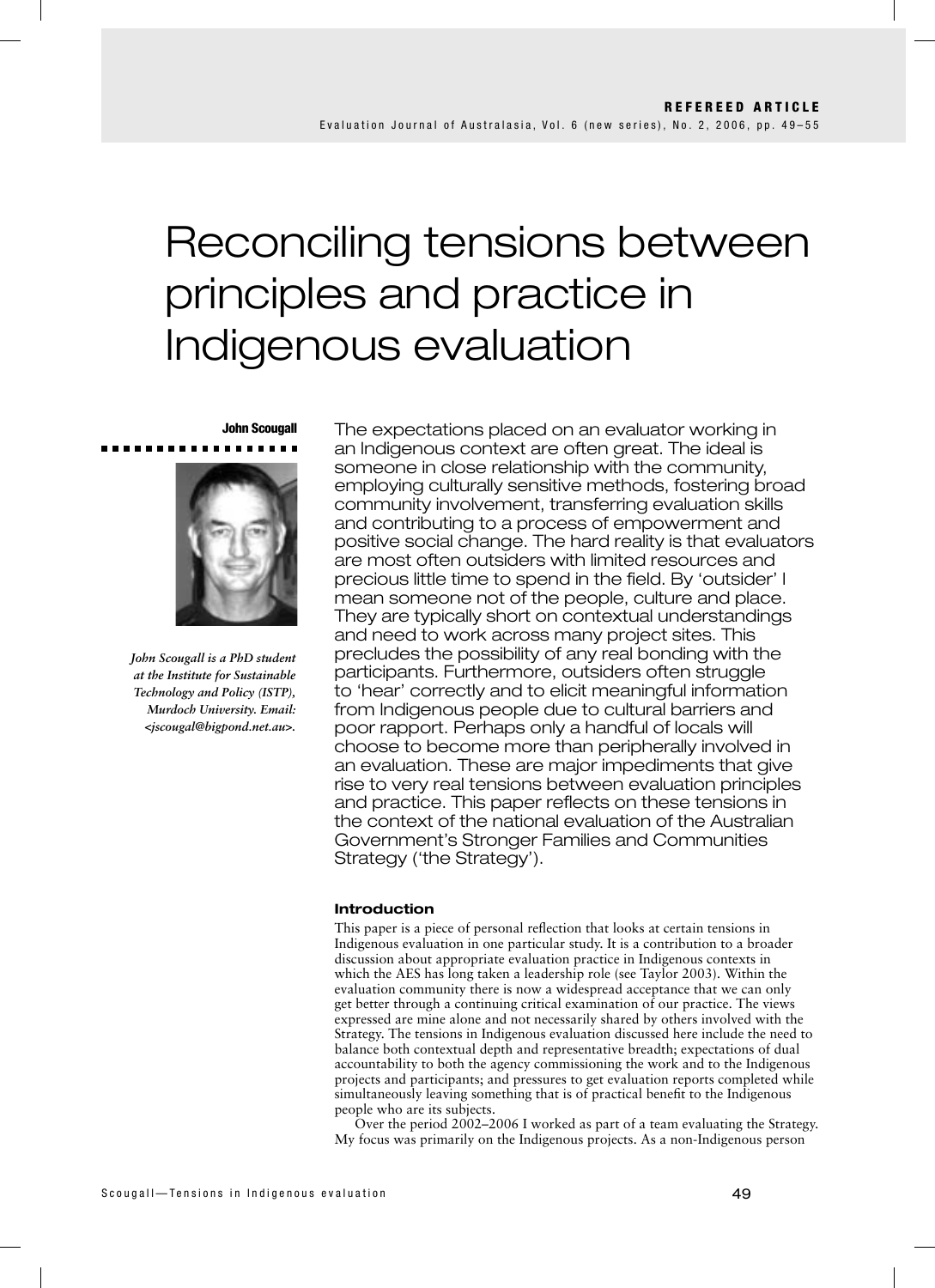REFEREED ARTICLE

# Reconciling tensions between principles and practice in Indigenous evaluation

**John Scougall**

*John Scougall is a PhD student at the Institute for Sustainable Technology and Policy (ISTP), Murdoch University. Email: <jscougal@bigpond.net.au>.*

The expectations placed on an evaluator working in an Indigenous context are often great. The ideal is someone in close relationship with the community, employing culturally sensitive methods, fostering broad community involvement, transferring evaluation skills and contributing to a process of empowerment and positive social change. The hard reality is that evaluators are most often outsiders with limited resources and precious little time to spend in the field. By 'outsider' I mean someone not of the people, culture and place. They are typically short on contextual understandings and need to work across many project sites. This precludes the possibility of any real bonding with the participants. Furthermore, outsiders often struggle to 'hear' correctly and to elicit meaningful information from Indigenous people due to cultural barriers and poor rapport. Perhaps only a handful of locals will choose to become more than peripherally involved in an evaluation. These are major impediments that give rise to very real tensions between evaluation principles and practice. This paper reflects on these tensions in the context of the national evaluation of the Australian Government's Stronger Families and Communities Strategy ('the Strategy').

## Introduction

This paper is a piece of personal reflection that looks at certain tensions in Indigenous evaluation in one particular study. It is a contribution to a broader discussion about appropriate evaluation practice in Indigenous contexts in which the AES has long taken a leadership role (see Taylor 2003). Within the evaluation community there is now a widespread acceptance that we can only get better through a continuing critical examination of our practice. The views expressed are mine alone and not necessarily shared by others involved with the Strategy. The tensions in Indigenous evaluation discussed here include the need to balance both contextual depth and representative breadth; expectations of dual accountability to both the agency commissioning the work and to the Indigenous projects and participants; and pressures to get evaluation reports completed while simultaneously leaving something that is of practical benefit to the Indigenous people who are its subjects.

Over the period 2002–2006 I worked as part of a team evaluating the Strategy. My focus was primarily on the Indigenous projects. As a non-Indigenous person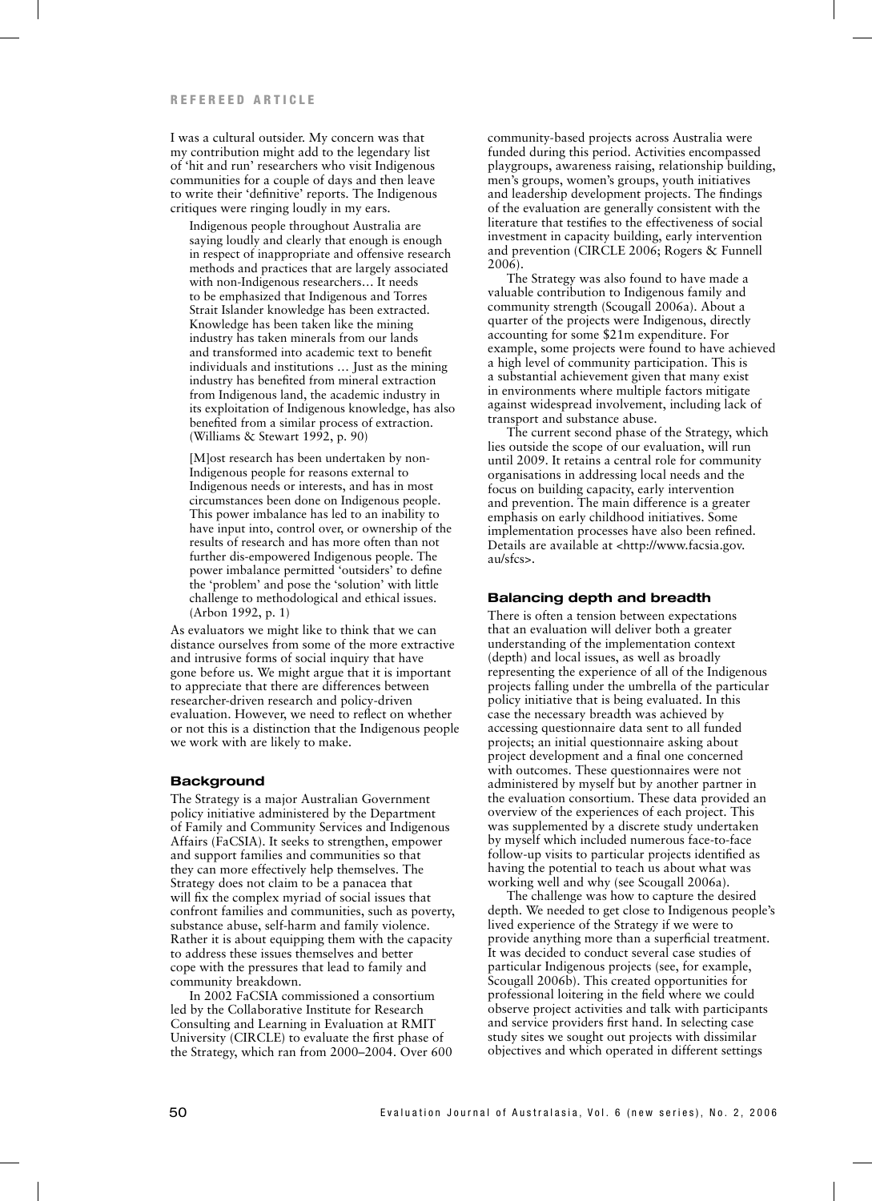I was a cultural outsider. My concern was that my contribution might add to the legendary list of 'hit and run' researchers who visit Indigenous communities for a couple of days and then leave to write their 'definitive' reports. The Indigenous critiques were ringing loudly in my ears.

> Indigenous people throughout Australia are saying loudly and clearly that enough is enough in respect of inappropriate and offensive research methods and practices that are largely associated with non-Indigenous researchers… It needs to be emphasized that Indigenous and Torres Strait Islander knowledge has been extracted. Knowledge has been taken like the mining industry has taken minerals from our lands and transformed into academic text to benefit individuals and institutions … Just as the mining industry has benefited from mineral extraction from Indigenous land, the academic industry in its exploitation of Indigenous knowledge, has also benefited from a similar process of extraction. (Williams & Stewart 1992, p. 90)

> [M]ost research has been undertaken by non-Indigenous people for reasons external to Indigenous needs or interests, and has in most circumstances been done on Indigenous people. This power imbalance has led to an inability to have input into, control over, or ownership of the results of research and has more often than not further dis-empowered Indigenous people. The power imbalance permitted 'outsiders' to define the 'problem' and pose the 'solution' with little challenge to methodological and ethical issues. (Arbon 1992, p. 1)

As evaluators we might like to think that we can distance ourselves from some of the more extractive and intrusive forms of social inquiry that have gone before us. We might argue that it is important to appreciate that there are differences between researcher-driven research and policy-driven evaluation. However, we need to reflect on whether or not this is a distinction that the Indigenous people we work with are likely to make.

## Background

The Strategy is a major Australian Government policy initiative administered by the Department of Family and Community Services and Indigenous Affairs (FaCSIA). It seeks to strengthen, empower and support families and communities so that they can more effectively help themselves. The Strategy does not claim to be a panacea that will fix the complex myriad of social issues that confront families and communities, such as poverty, substance abuse, self-harm and family violence. Rather it is about equipping them with the capacity to address these issues themselves and better cope with the pressures that lead to family and community breakdown.

In 2002 FaCSIA commissioned a consortium led by the Collaborative Institute for Research Consulting and Learning in Evaluation at RMIT University (CIRCLE) to evaluate the first phase of the Strategy, which ran from 2000–2004. Over 600 community-based projects across Australia were funded during this period. Activities encompassed playgroups, awareness raising, relationship building, men's groups, women's groups, youth initiatives and leadership development projects. The findings of the evaluation are generally consistent with the literature that testifies to the effectiveness of social investment in capacity building, early intervention and prevention (CIRCLE 2006; Rogers & Funnell 2006).

The Strategy was also found to have made a valuable contribution to Indigenous family and community strength (Scougall 2006a). About a quarter of the projects were Indigenous, directly accounting for some $21m expenditure. For example, some projects were found to have achieved a high level of community participation. This is a substantial achievement given that many exist in environments where multiple factors mitigate against widespread involvement, including lack of transport and substance abuse.

The current second phase of the Strategy, which lies outside the scope of our evaluation, will run until 2009. It retains a central role for community organisations in addressing local needs and the focus on building capacity, early intervention and prevention. The main difference is a greater emphasis on early childhood initiatives. Some implementation processes have also been refined. Details are available at <http://www.facsia.gov.au/sfcs>.

## Balancing depth and breadth

There is often a tension between expectations that an evaluation will deliver both a greater understanding of the implementation context (depth) and local issues, as well as broadly representing the experience of all of the Indigenous projects falling under the umbrella of the particular policy initiative that is being evaluated. In this case the necessary breadth was achieved by accessing questionnaire data sent to all funded projects; an initial questionnaire asking about project development and a final one concerned with outcomes. These questionnaires were not administered by myself but by another partner in the evaluation consortium. These data provided an overview of the experiences of each project. This was supplemented by a discrete study undertaken by myself which included numerous face-to-face follow-up visits to particular projects identified as having the potential to teach us about what was working well and why (see Scougall 2006a).

The challenge was how to capture the desired depth. We needed to get close to Indigenous people's lived experience of the Strategy if we were to provide anything more than a superficial treatment. It was decided to conduct several case studies of particular Indigenous projects (see, for example, Scougall 2006b). This created opportunities for professional loitering in the field where we could observe project activities and talk with participants and service providers first hand. In selecting case study sites we sought out projects with dissimilar objectives and which operated in different settings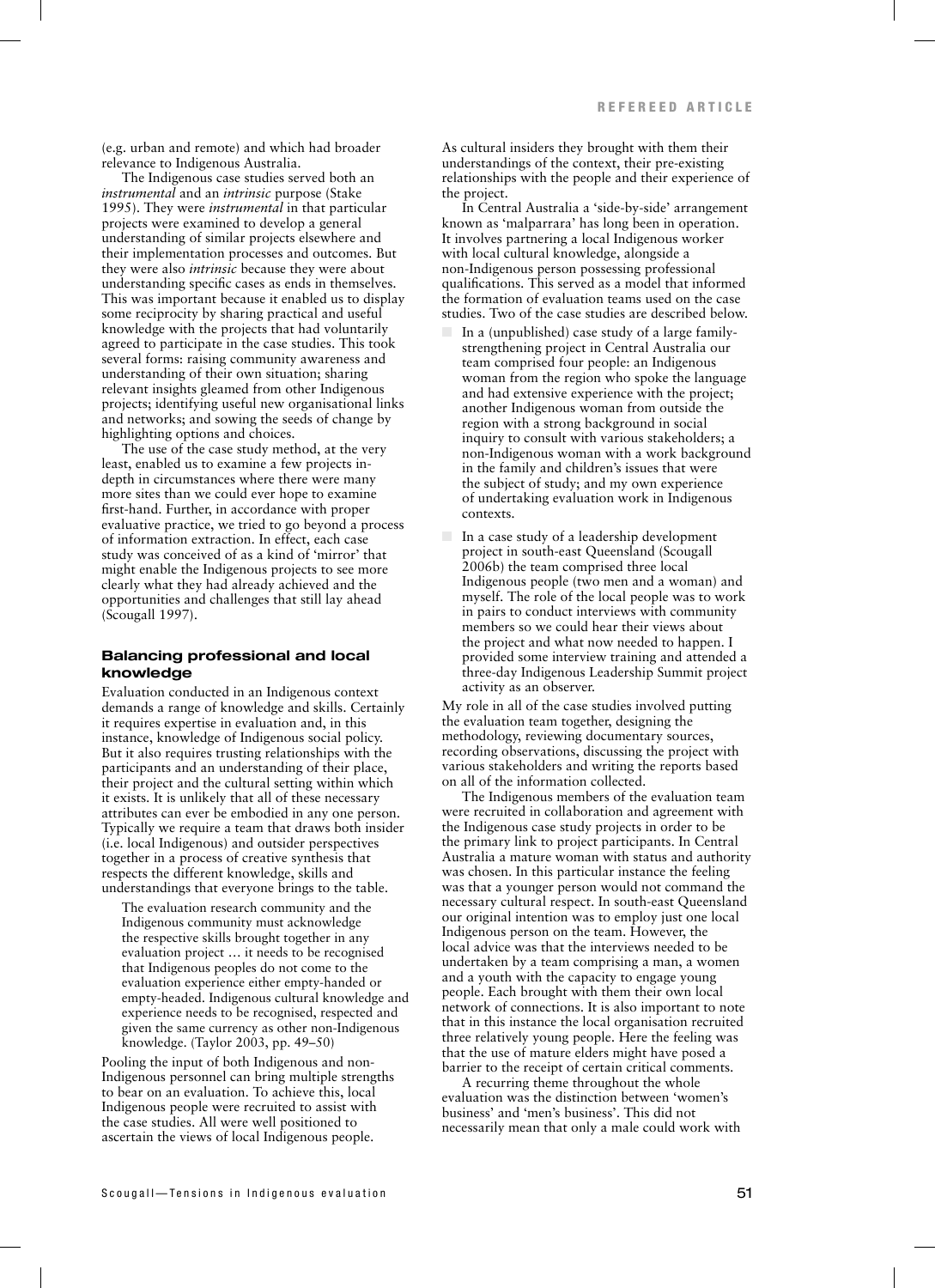(e.g. urban and remote) and which had broader relevance to Indigenous Australia.

The Indigenous case studies served both an *instrumental* and an *intrinsic* purpose (Stake 1995). They were *instrumental* in that particular projects were examined to develop a general understanding of similar projects elsewhere and their implementation processes and outcomes. But they were also *intrinsic* because they were about understanding specific cases as ends in themselves. This was important because it enabled us to display some reciprocity by sharing practical and useful knowledge with the projects that had voluntarily agreed to participate in the case studies. This took several forms: raising community awareness and understanding of their own situation; sharing relevant insights gleamed from other Indigenous projects; identifying useful new organisational links and networks; and sowing the seeds of change by highlighting options and choices.

The use of the case study method, at the very least, enabled us to examine a few projects in-depth in circumstances where there were many more sites than we could ever hope to examine first-hand. Further, in accordance with proper evaluative practice, we tried to go beyond a process of information extraction. In effect, each case study was conceived of as a kind of 'mirror' that might enable the Indigenous projects to see more clearly what they had already achieved and the opportunities and challenges that still lay ahead (Scougall 1997).

## Balancing professional and local knowledge

Evaluation conducted in an Indigenous context demands a range of knowledge and skills. Certainly it requires expertise in evaluation and, in this instance, knowledge of Indigenous social policy. But it also requires trusting relationships with the participants and an understanding of their place, their project and the cultural setting within which it exists. It is unlikely that all of these necessary attributes can ever be embodied in any one person. Typically we require a team that draws both insider (i.e. local Indigenous) and outsider perspectives together in a process of creative synthesis that respects the different knowledge, skills and understandings that everyone brings to the table.

> The evaluation research community and the Indigenous community must acknowledge the respective skills brought together in any evaluation project … it needs to be recognised that Indigenous peoples do not come to the evaluation experience either empty-handed or empty-headed. Indigenous cultural knowledge and experience needs to be recognised, respected and given the same currency as other non-Indigenous knowledge. (Taylor 2003, pp. 49–50)

Pooling the input of both Indigenous and non-Indigenous personnel can bring multiple strengths to bear on an evaluation. To achieve this, local Indigenous people were recruited to assist with the case studies. All were well positioned to ascertain the views of local Indigenous people. As cultural insiders they brought with them their understandings of the context, their pre-existing relationships with the people and their experience of the project.

In Central Australia a 'side-by-side' arrangement known as 'malparrara' has long been in operation. It involves partnering a local Indigenous worker with local cultural knowledge, alongside a non-Indigenous person possessing professional qualifications. This served as a model that informed the formation of evaluation teams used on the case studies. Two of the case studies are described below.

- In a (unpublished) case study of a large family-strengthening project in Central Australia our team comprised four people: an Indigenous woman from the region who spoke the language and had extensive experience with the project; another Indigenous woman from outside the region with a strong background in social inquiry to consult with various stakeholders; a non-Indigenous woman with a work background in the family and children's issues that were the subject of study; and my own experience of undertaking evaluation work in Indigenous contexts.
- In a case study of a leadership development project in south-east Queensland (Scougall 2006b) the team comprised three local Indigenous people (two men and a woman) and myself. The role of the local people was to work in pairs to conduct interviews with community members so we could hear their views about the project and what now needed to happen. I provided some interview training and attended a three-day Indigenous Leadership Summit project activity as an observer.

My role in all of the case studies involved putting the evaluation team together, designing the methodology, reviewing documentary sources, recording observations, discussing the project with various stakeholders and writing the reports based on all of the information collected.

The Indigenous members of the evaluation team were recruited in collaboration and agreement with the Indigenous case study projects in order to be the primary link to project participants. In Central Australia a mature woman with status and authority was chosen. In this particular instance the feeling was that a younger person would not command the necessary cultural respect. In south-east Queensland our original intention was to employ just one local Indigenous person on the team. However, the local advice was that the interviews needed to be undertaken by a team comprising a man, a women and a youth with the capacity to engage young people. Each brought with them their own local network of connections. It is also important to note that in this instance the local organisation recruited three relatively young people. Here the feeling was that the use of mature elders might have posed a barrier to the receipt of certain critical comments.

A recurring theme throughout the whole evaluation was the distinction between 'women's business' and 'men's business'. This did not necessarily mean that only a male could work with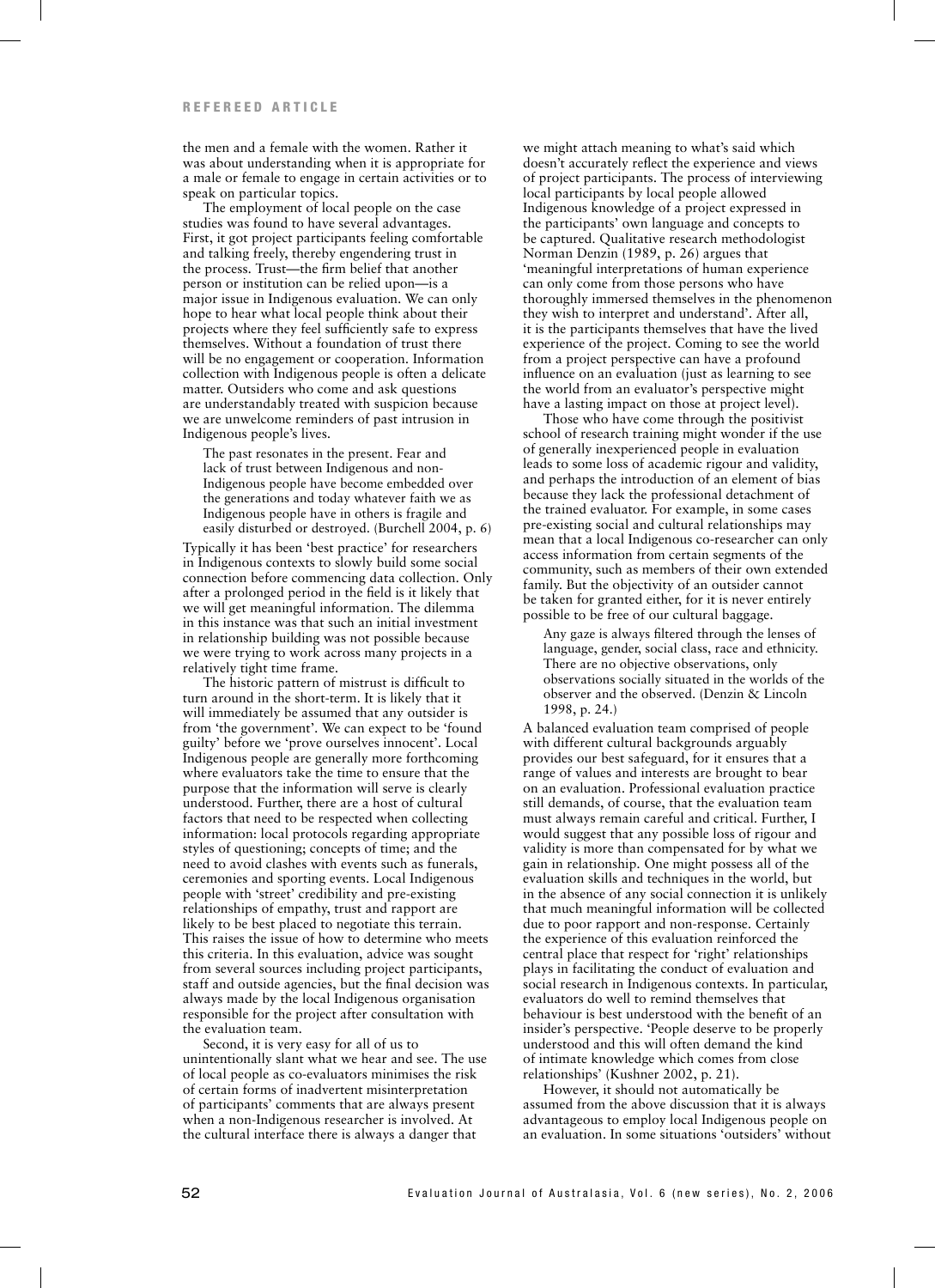the men and a female with the women. Rather it was about understanding when it is appropriate for a male or female to engage in certain activities or to speak on particular topics.

The employment of local people on the case studies was found to have several advantages. First, it got project participants feeling comfortable and talking freely, thereby engendering trust in the process. Trust—the firm belief that another person or institution can be relied upon—is a major issue in Indigenous evaluation. We can only hope to hear what local people think about their projects where they feel sufficiently safe to express themselves. Without a foundation of trust there will be no engagement or cooperation. Information collection with Indigenous people is often a delicate matter. Outsiders who come and ask questions are understandably treated with suspicion because we are unwelcome reminders of past intrusion in Indigenous people's lives.

> The past resonates in the present. Fear and lack of trust between Indigenous and non-Indigenous people have become embedded over the generations and today whatever faith we as Indigenous people have in others is fragile and easily disturbed or destroyed. (Burchell 2004, p. 6)

Typically it has been 'best practice' for researchers in Indigenous contexts to slowly build some social connection before commencing data collection. Only after a prolonged period in the field is it likely that we will get meaningful information. The dilemma in this instance was that such an initial investment in relationship building was not possible because we were trying to work across many projects in a relatively tight time frame.

The historic pattern of mistrust is difficult to turn around in the short-term. It is likely that it will immediately be assumed that any outsider is from 'the government'. We can expect to be 'found guilty' before we 'prove ourselves innocent'. Local Indigenous people are generally more forthcoming where evaluators take the time to ensure that the purpose that the information will serve is clearly understood. Further, there are a host of cultural factors that need to be respected when collecting information: local protocols regarding appropriate styles of questioning; concepts of time; and the need to avoid clashes with events such as funerals, ceremonies and sporting events. Local Indigenous people with 'street' credibility and pre-existing relationships of empathy, trust and rapport are likely to be best placed to negotiate this terrain. This raises the issue of how to determine who meets this criteria. In this evaluation, advice was sought from several sources including project participants, staff and outside agencies, but the final decision was always made by the local Indigenous organisation responsible for the project after consultation with the evaluation team.

Second, it is very easy for all of us to unintentionally slant what we hear and see. The use of local people as co-evaluators minimises the risk of certain forms of inadvertent misinterpretation of participants' comments that are always present when a non-Indigenous researcher is involved. At the cultural interface there is always a danger that we might attach meaning to what's said which doesn't accurately reflect the experience and views of project participants. The process of interviewing local participants by local people allowed Indigenous knowledge of a project expressed in the participants' own language and concepts to be captured. Qualitative research methodologist Norman Denzin (1989, p. 26) argues that 'meaningful interpretations of human experience can only come from those persons who have thoroughly immersed themselves in the phenomenon they wish to interpret and understand'. After all, it is the participants themselves that have the lived experience of the project. Coming to see the world from a project perspective can have a profound influence on an evaluation (just as learning to see the world from an evaluator's perspective might have a lasting impact on those at project level).

Those who have come through the positivist school of research training might wonder if the use of generally inexperienced people in evaluation leads to some loss of academic rigour and validity, and perhaps the introduction of an element of bias because they lack the professional detachment of the trained evaluator. For example, in some cases pre-existing social and cultural relationships may mean that a local Indigenous co-researcher can only access information from certain segments of the community, such as members of their own extended family. But the objectivity of an outsider cannot be taken for granted either, for it is never entirely possible to be free of our cultural baggage.

> Any gaze is always filtered through the lenses of language, gender, social class, race and ethnicity. There are no objective observations, only observations socially situated in the worlds of the observer and the observed. (Denzin & Lincoln 1998, p. 24.)

A balanced evaluation team comprised of people with different cultural backgrounds arguably provides our best safeguard, for it ensures that a range of values and interests are brought to bear on an evaluation. Professional evaluation practice still demands, of course, that the evaluation team must always remain careful and critical. Further, I would suggest that any possible loss of rigour and validity is more than compensated for by what we gain in relationship. One might possess all of the evaluation skills and techniques in the world, but in the absence of any social connection it is unlikely that much meaningful information will be collected due to poor rapport and non-response. Certainly the experience of this evaluation reinforced the central place that respect for 'right' relationships plays in facilitating the conduct of evaluation and social research in Indigenous contexts. In particular, evaluators do well to remind themselves that behaviour is best understood with the benefit of an insider's perspective. 'People deserve to be properly understood and this will often demand the kind of intimate knowledge which comes from close relationships' (Kushner 2002, p. 21).

However, it should not automatically be assumed from the above discussion that it is always advantageous to employ local Indigenous people on an evaluation. In some situations 'outsiders' without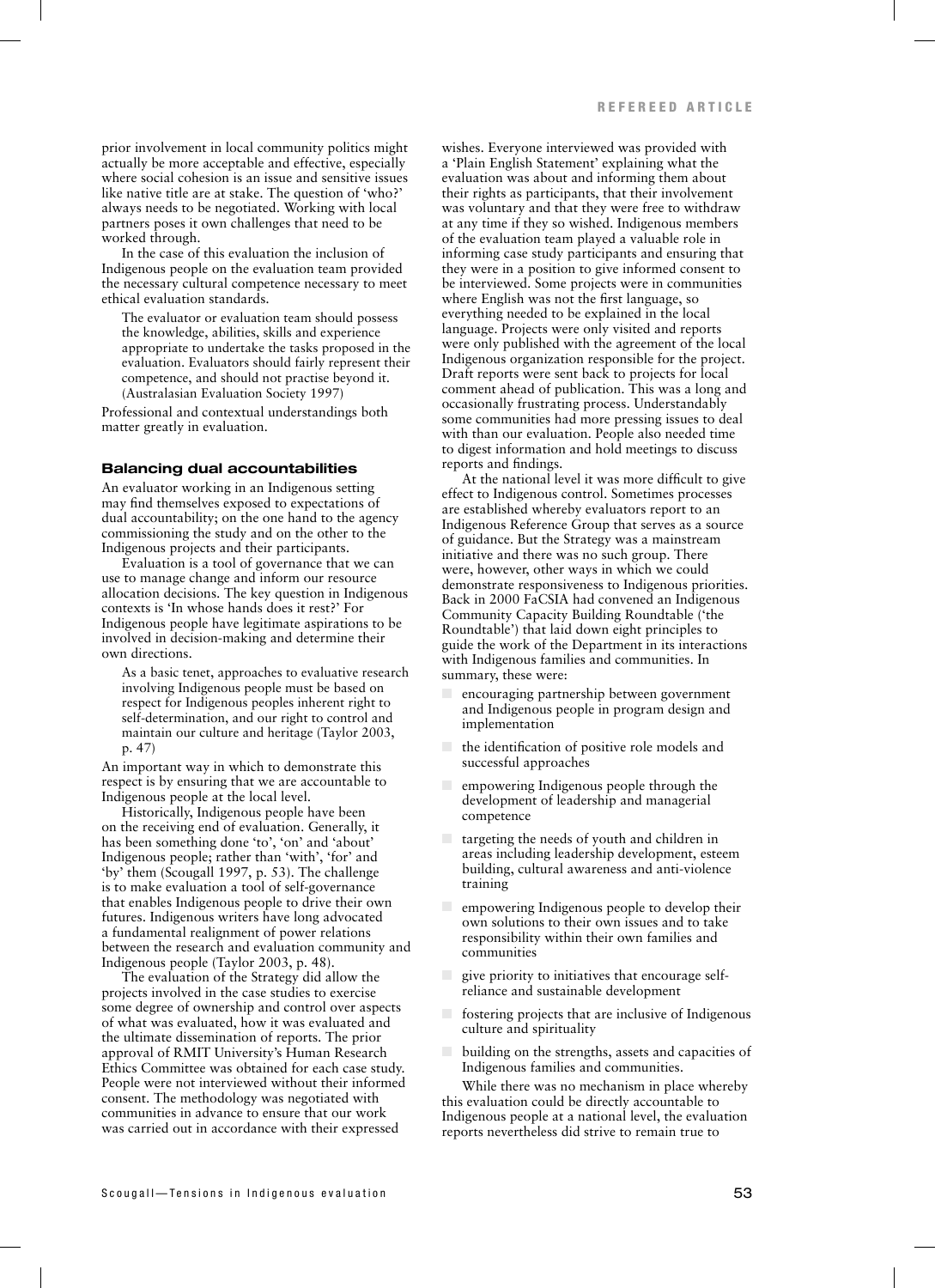prior involvement in local community politics might actually be more acceptable and effective, especially where social cohesion is an issue and sensitive issues like native title are at stake. The question of 'who?' always needs to be negotiated. Working with local partners poses it own challenges that need to be worked through.

In the case of this evaluation the inclusion of Indigenous people on the evaluation team provided the necessary cultural competence necessary to meet ethical evaluation standards.

> The evaluator or evaluation team should possess the knowledge, abilities, skills and experience appropriate to undertake the tasks proposed in the evaluation. Evaluators should fairly represent their competence, and should not practise beyond it. (Australasian Evaluation Society 1997)

Professional and contextual understandings both matter greatly in evaluation.

## Balancing dual accountabilities

An evaluator working in an Indigenous setting may find themselves exposed to expectations of dual accountability; on the one hand to the agency commissioning the study and on the other to the Indigenous projects and their participants.

Evaluation is a tool of governance that we can use to manage change and inform our resource allocation decisions. The key question in Indigenous contexts is 'In whose hands does it rest?' For Indigenous people have legitimate aspirations to be involved in decision-making and determine their own directions.

> As a basic tenet, approaches to evaluative research involving Indigenous people must be based on respect for Indigenous peoples inherent right to self-determination, and our right to control and maintain our culture and heritage (Taylor 2003, p. 47)

An important way in which to demonstrate this respect is by ensuring that we are accountable to Indigenous people at the local level.

Historically, Indigenous people have been on the receiving end of evaluation. Generally, it has been something done 'to', 'on' and 'about' Indigenous people; rather than 'with', 'for' and 'by' them (Scougall 1997, p. 53). The challenge is to make evaluation a tool of self-governance that enables Indigenous people to drive their own futures. Indigenous writers have long advocated a fundamental realignment of power relations between the research and evaluation community and Indigenous people (Taylor 2003, p. 48).

The evaluation of the Strategy did allow the projects involved in the case studies to exercise some degree of ownership and control over aspects of what was evaluated, how it was evaluated and the ultimate dissemination of reports. The prior approval of RMIT University's Human Research Ethics Committee was obtained for each case study. People were not interviewed without their informed consent. The methodology was negotiated with communities in advance to ensure that our work was carried out in accordance with their expressed wishes. Everyone interviewed was provided with a 'Plain English Statement' explaining what the evaluation was about and informing them about their rights as participants, that their involvement was voluntary and that they were free to withdraw at any time if they so wished. Indigenous members of the evaluation team played a valuable role in informing case study participants and ensuring that they were in a position to give informed consent to be interviewed. Some projects were in communities where English was not the first language, so everything needed to be explained in the local language. Projects were only visited and reports were only published with the agreement of the local Indigenous organization responsible for the project. Draft reports were sent back to projects for local comment ahead of publication. This was a long and occasionally frustrating process. Understandably some communities had more pressing issues to deal with than our evaluation. People also needed time to digest information and hold meetings to discuss reports and findings.

At the national level it was more difficult to give effect to Indigenous control. Sometimes processes are established whereby evaluators report to an Indigenous Reference Group that serves as a source of guidance. But the Strategy was a mainstream initiative and there was no such group. There were, however, other ways in which we could demonstrate responsiveness to Indigenous priorities. Back in 2000 FaCSIA had convened an Indigenous Community Capacity Building Roundtable ('the Roundtable') that laid down eight principles to guide the work of the Department in its interactions with Indigenous families and communities. In summary, these were:

- encouraging partnership between government and Indigenous people in program design and implementation
- the identification of positive role models and successful approaches
- empowering Indigenous people through the development of leadership and managerial competence
- targeting the needs of youth and children in areas including leadership development, esteem building, cultural awareness and anti-violence training
- empowering Indigenous people to develop their own solutions to their own issues and to take responsibility within their own families and communities
- give priority to initiatives that encourage self-reliance and sustainable development
- fostering projects that are inclusive of Indigenous culture and spirituality
- building on the strengths, assets and capacities of Indigenous families and communities.

While there was no mechanism in place whereby this evaluation could be directly accountable to Indigenous people at a national level, the evaluation reports nevertheless did strive to remain true to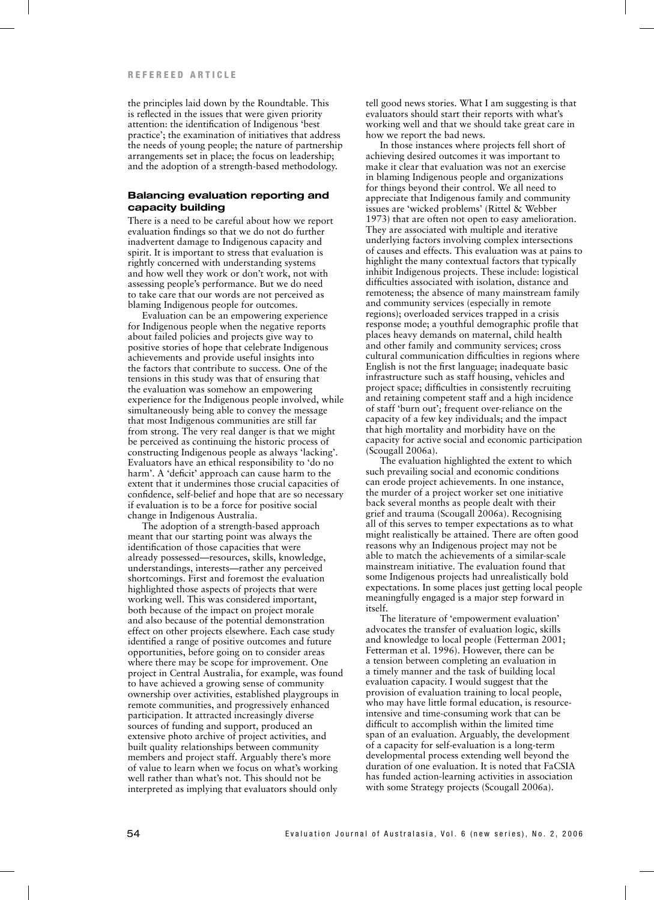the principles laid down by the Roundtable. This is reflected in the issues that were given priority attention: the identification of Indigenous 'best practice'; the examination of initiatives that address the needs of young people; the nature of partnership arrangements set in place; the focus on leadership; and the adoption of a strength-based methodology.

## Balancing evaluation reporting and capacity building

There is a need to be careful about how we report evaluation findings so that we do not do further inadvertent damage to Indigenous capacity and spirit. It is important to stress that evaluation is rightly concerned with understanding systems and how well they work or don't work, not with assessing people's performance. But we do need to take care that our words are not perceived as blaming Indigenous people for outcomes.

Evaluation can be an empowering experience for Indigenous people when the negative reports about failed policies and projects give way to positive stories of hope that celebrate Indigenous achievements and provide useful insights into the factors that contribute to success. One of the tensions in this study was that of ensuring that the evaluation was somehow an empowering experience for the Indigenous people involved, while simultaneously being able to convey the message that most Indigenous communities are still far from strong. The very real danger is that we might be perceived as continuing the historic process of constructing Indigenous people as always 'lacking'. Evaluators have an ethical responsibility to 'do no harm'. A 'deficit' approach can cause harm to the extent that it undermines those crucial capacities of confidence, self-belief and hope that are so necessary if evaluation is to be a force for positive social change in Indigenous Australia.

The adoption of a strength-based approach meant that our starting point was always the identification of those capacities that were already possessed—resources, skills, knowledge, understandings, interests—rather any perceived shortcomings. First and foremost the evaluation highlighted those aspects of projects that were working well. This was considered important, both because of the impact on project morale and also because of the potential demonstration effect on other projects elsewhere. Each case study identified a range of positive outcomes and future opportunities, before going on to consider areas where there may be scope for improvement. One project in Central Australia, for example, was found to have achieved a growing sense of community ownership over activities, established playgroups in remote communities, and progressively enhanced participation. It attracted increasingly diverse sources of funding and support, produced an extensive photo archive of project activities, and built quality relationships between community members and project staff. Arguably there's more of value to learn when we focus on what's working well rather than what's not. This should not be interpreted as implying that evaluators should only tell good news stories. What I am suggesting is that evaluators should start their reports with what's working well and that we should take great care in how we report the bad news.

In those instances where projects fell short of achieving desired outcomes it was important to make it clear that evaluation was not an exercise in blaming Indigenous people and organizations for things beyond their control. We all need to appreciate that Indigenous family and community issues are 'wicked problems' (Rittel & Webber 1973) that are often not open to easy amelioration. They are associated with multiple and iterative underlying factors involving complex intersections of causes and effects. This evaluation was at pains to highlight the many contextual factors that typically inhibit Indigenous projects. These include: logistical difficulties associated with isolation, distance and remoteness; the absence of many mainstream family and community services (especially in remote regions); overloaded services trapped in a crisis response mode; a youthful demographic profile that places heavy demands on maternal, child health and other family and community services; cross cultural communication difficulties in regions where English is not the first language; inadequate basic infrastructure such as staff housing, vehicles and project space; difficulties in consistently recruiting and retaining competent staff and a high incidence of staff 'burn out'; frequent over-reliance on the capacity of a few key individuals; and the impact that high mortality and morbidity have on the capacity for active social and economic participation (Scougall 2006a).

The evaluation highlighted the extent to which such prevailing social and economic conditions can erode project achievements. In one instance, the murder of a project worker set one initiative back several months as people dealt with their grief and trauma (Scougall 2006a). Recognising all of this serves to temper expectations as to what might realistically be attained. There are often good reasons why an Indigenous project may not be able to match the achievements of a similar-scale mainstream initiative. The evaluation found that some Indigenous projects had unrealistically bold expectations. In some places just getting local people meaningfully engaged is a major step forward in itself.

The literature of 'empowerment evaluation' advocates the transfer of evaluation logic, skills and knowledge to local people (Fetterman 2001; Fetterman et al. 1996). However, there can be a tension between completing an evaluation in a timely manner and the task of building local evaluation capacity. I would suggest that the provision of evaluation training to local people, who may have little formal education, is resource-intensive and time-consuming work that can be difficult to accomplish within the limited time span of an evaluation. Arguably, the development of a capacity for self-evaluation is a long-term developmental process extending well beyond the duration of one evaluation. It is noted that FaCSIA has funded action-learning activities in association with some Strategy projects (Scougall 2006a).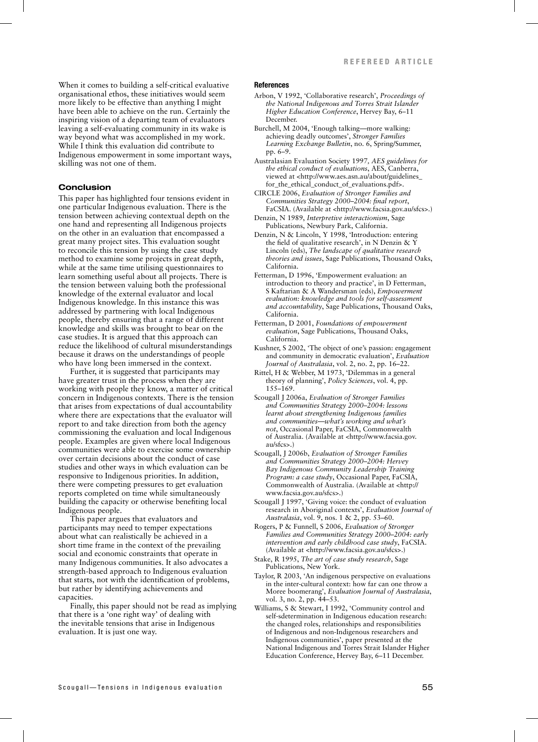When it comes to building a self-critical evaluative organisational ethos, these initiatives would seem more likely to be effective than anything I might have been able to achieve on the run. Certainly the inspiring vision of a departing team of evaluators leaving a self-evaluating community in its wake is way beyond what was accomplished in my work. While I think this evaluation did contribute to Indigenous empowerment in some important ways, skilling was not one of them.

## Conclusion

This paper has highlighted four tensions evident in one particular Indigenous evaluation. There is the tension between achieving contextual depth on the one hand and representing all Indigenous projects on the other in an evaluation that encompassed a great many project sites. This evaluation sought to reconcile this tension by using the case study method to examine some projects in great depth, while at the same time utilising questionnaires to learn something useful about all projects. There is the tension between valuing both the professional knowledge of the external evaluator and local Indigenous knowledge. In this instance this was addressed by partnering with local Indigenous people, thereby ensuring that a range of different knowledge and skills was brought to bear on the case studies. It is argued that this approach can reduce the likelihood of cultural misunderstandings because it draws on the understandings of people who have long been immersed in the context.

Further, it is suggested that participants may have greater trust in the process when they are working with people they know, a matter of critical concern in Indigenous contexts. There is the tension that arises from expectations of dual accountability where there are expectations that the evaluator will report to and take direction from both the agency commissioning the evaluation and local Indigenous people. Examples are given where local Indigenous communities were able to exercise some ownership over certain decisions about the conduct of case studies and other ways in which evaluation can be responsive to Indigenous priorities. In addition, there were competing pressures to get evaluation reports completed on time while simultaneously building the capacity or otherwise benefiting local Indigenous people.

This paper argues that evaluators and participants may need to temper expectations about what can realistically be achieved in a short time frame in the context of the prevailing social and economic constraints that operate in many Indigenous communities. It also advocates a strength-based approach to Indigenous evaluation that starts, not with the identification of problems, but rather by identifying achievements and capacities.

Finally, this paper should not be read as implying that there is a 'one right way' of dealing with the inevitable tensions that arise in Indigenous evaluation. It is just one way.

### References

Arbon, V 1992, 'Collaborative research', *Proceedings of the National Indigenous and Torres Strait Islander Higher Education Conference*, Hervey Bay, 6–11 December.

Burchell, M 2004, 'Enough talking—more walking: achieving deadly outcomes', *Stronger Families Learning Exchange Bulletin*, no. 6, Spring/Summer, pp. 6–9.

Australasian Evaluation Society 1997, *AES guidelines for the ethical conduct of evaluations*, AES, Canberra, viewed at <http://www.aes.asn.au/about/guidelines_for_the_ethical_conduct_of_evaluations.pdf>.

CIRCLE 2006, *Evaluation of Stronger Families and Communities Strategy 2000–2004: final report*, FaCSIA. (Available at <http://www.facsia.gov.au/sfcs>.)

Denzin, N 1989, *Interpretive interactionism*, Sage Publications, Newbury Park, California.

Denzin, N & Lincoln, Y 1998, 'Introduction: entering the field of qualitative research', in N Denzin & Y Lincoln (eds), *The landscape of qualitative research theories and issues*, Sage Publications, Thousand Oaks, California.

Fetterman, D 1996, 'Empowerment evaluation: an introduction to theory and practice', in D Fetterman, S Kaftarian & A Wandersman (eds), *Empowerment evaluation: knowledge and tools for self-assessment and accountability*, Sage Publications, Thousand Oaks, California.

Fetterman, D 2001, *Foundations of empowerment evaluation*, Sage Publications, Thousand Oaks, California.

Kushner, S 2002, 'The object of one's passion: engagement and community in democratic evaluation', *Evaluation Journal of Australasia*, vol. 2, no. 2, pp. 16–22.

Rittel, H & Webber, M 1973, 'Dilemmas in a general theory of planning', *Policy Sciences*, vol. 4, pp. 155–169.

Scougall J 2006a, *Evaluation of Stronger Families and Communities Strategy 2000–2004: lessons learnt about strengthening Indigenous families and communities—what's working and what's not*, Occasional Paper, FaCSIA, Commonwealth of Australia. (Available at <http://www.facsia.gov.au/sfcs>.)

Scougall, J 2006b, *Evaluation of Stronger Families and Communities Strategy 2000–2004: Hervey Bay Indigenous Community Leadership Training Program: a case study*, Occasional Paper, FaCSIA, Commonwealth of Australia. (Available at <http://www.facsia.gov.au/sfcs>.)

Scougall J 1997, 'Giving voice: the conduct of evaluation research in Aboriginal contexts', *Evaluation Journal of Australasia*, vol. 9, nos. 1 & 2, pp. 53–60.

Rogers, P & Funnell, S 2006, *Evaluation of Stronger Families and Communities Strategy 2000–2004: early intervention and early childhood case study*, FaCSIA. (Available at <http://www.facsia.gov.au/sfcs>.)

Stake, R 1995, *The art of case study research*, Sage Publications, New York.

Taylor, R 2003, 'An indigenous perspective on evaluations in the inter-cultural context: how far can one throw a Moree boomerang', *Evaluation Journal of Australasia*, vol. 3, no. 2, pp. 44–53.

Williams, S & Stewart, I 1992, 'Community control and self-sdetermination in Indigenous education research: the changed roles, relationships and responsibilities of Indigenous and non-Indigenous researchers and Indigenous communities', paper presented at the National Indigenous and Torres Strait Islander Higher Education Conference, Hervey Bay, 6–11 December.